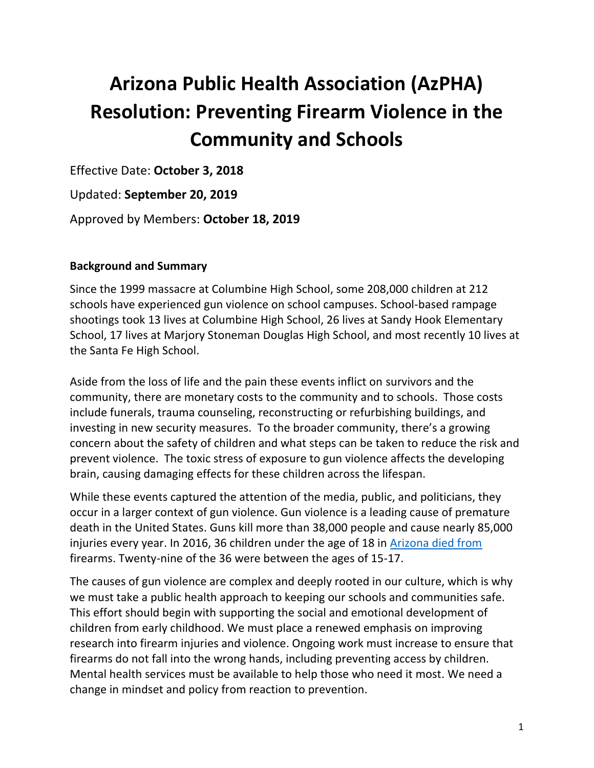# Arizona Public Health Association (AzPHA) Resolution: Preventing Firearm Violence in the Community and Schools

Effective Date: **October 3, 2018**

Updated: **September 20, 2019**

Approved by Members: **October 18, 2019**

**Background and Summary**

Since the 1999 massacre at Columbine High School, some 208,000 children at 212 schools have experienced gun violence on school campuses. School-based rampage shootings took 13 lives at Columbine High School, 26 lives at Sandy Hook Elementary School, 17 lives at Marjory Stoneman Douglas High School, and most recently 10 lives at the Santa Fe High School.

Aside from the loss of life and the pain these events inflict on survivors and the community, there are monetary costs to the community and to schools. Those costs include funerals, trauma counseling, reconstructing or refurbishing buildings, and investing in new security measures. To the broader community, there's a growing concern about the safety of children and what steps can be taken to reduce the risk and prevent violence. The toxic stress of exposure to gun violence affects the developing brain, causing damaging effects for these children across the lifespan.

While these events captured the attention of the media, public, and politicians, they occur in a larger context of gun violence. Gun violence is a leading cause of premature death in the United States. Guns kill more than 38,000 people and cause nearly 85,000 injuries every year. In 2016, 36 children under the age of 18 in Arizona died from firearms. Twenty-nine of the 36 were between the ages of 15-17.

The causes of gun violence are complex and deeply rooted in our culture, which is why we must take a public health approach to keeping our schools and communities safe. This effort should begin with supporting the social and emotional development of children from early childhood. We must place a renewed emphasis on improving research into firearm injuries and violence. Ongoing work must increase to ensure that firearms do not fall into the wrong hands, including preventing access by children. Mental health services must be available to help those who need it most. We need a change in mindset and policy from reaction to prevention.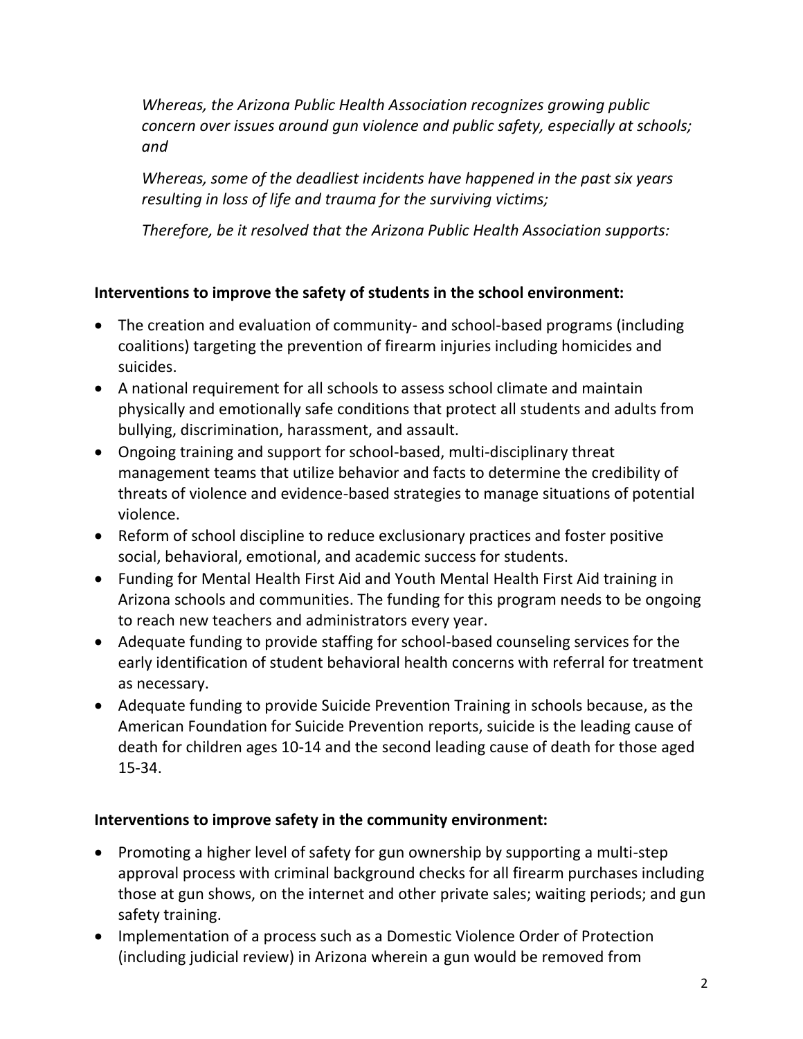*Whereas, the Arizona Public Health Association recognizes growing public concern over issues around gun violence and public safety, especially at schools; and*

*Whereas, some of the deadliest incidents have happened in the past six years resulting in loss of life and trauma for the surviving victims;*

*Therefore, be it resolved that the Arizona Public Health Association supports:*

**Interventions to improve the safety of students in the school environment:**

- The creation and evaluation of community- and school-based programs (including coalitions) targeting the prevention of firearm injuries including homicides and suicides.
- A national requirement for all schools to assess school climate and maintain physically and emotionally safe conditions that protect all students and adults from bullying, discrimination, harassment, and assault.
- Ongoing training and support for school-based, multi-disciplinary threat management teams that utilize behavior and facts to determine the credibility of threats of violence and evidence-based strategies to manage situations of potential violence.
- Reform of school discipline to reduce exclusionary practices and foster positive social, behavioral, emotional, and academic success for students.
- Funding for Mental Health First Aid and Youth Mental Health First Aid training in Arizona schools and communities. The funding for this program needs to be ongoing to reach new teachers and administrators every year.
- Adequate funding to provide staffing for school-based counseling services for the early identification of student behavioral health concerns with referral for treatment as necessary.
- Adequate funding to provide Suicide Prevention Training in schools because, as the American Foundation for Suicide Prevention reports, suicide is the leading cause of death for children ages 10-14 and the second leading cause of death for those aged 15-34.

**Interventions to improve safety in the community environment:**

- Promoting a higher level of safety for gun ownership by supporting a multi-step approval process with criminal background checks for all firearm purchases including those at gun shows, on the internet and other private sales; waiting periods; and gun safety training.
- Implementation of a process such as a Domestic Violence Order of Protection (including judicial review) in Arizona wherein a gun would be removed from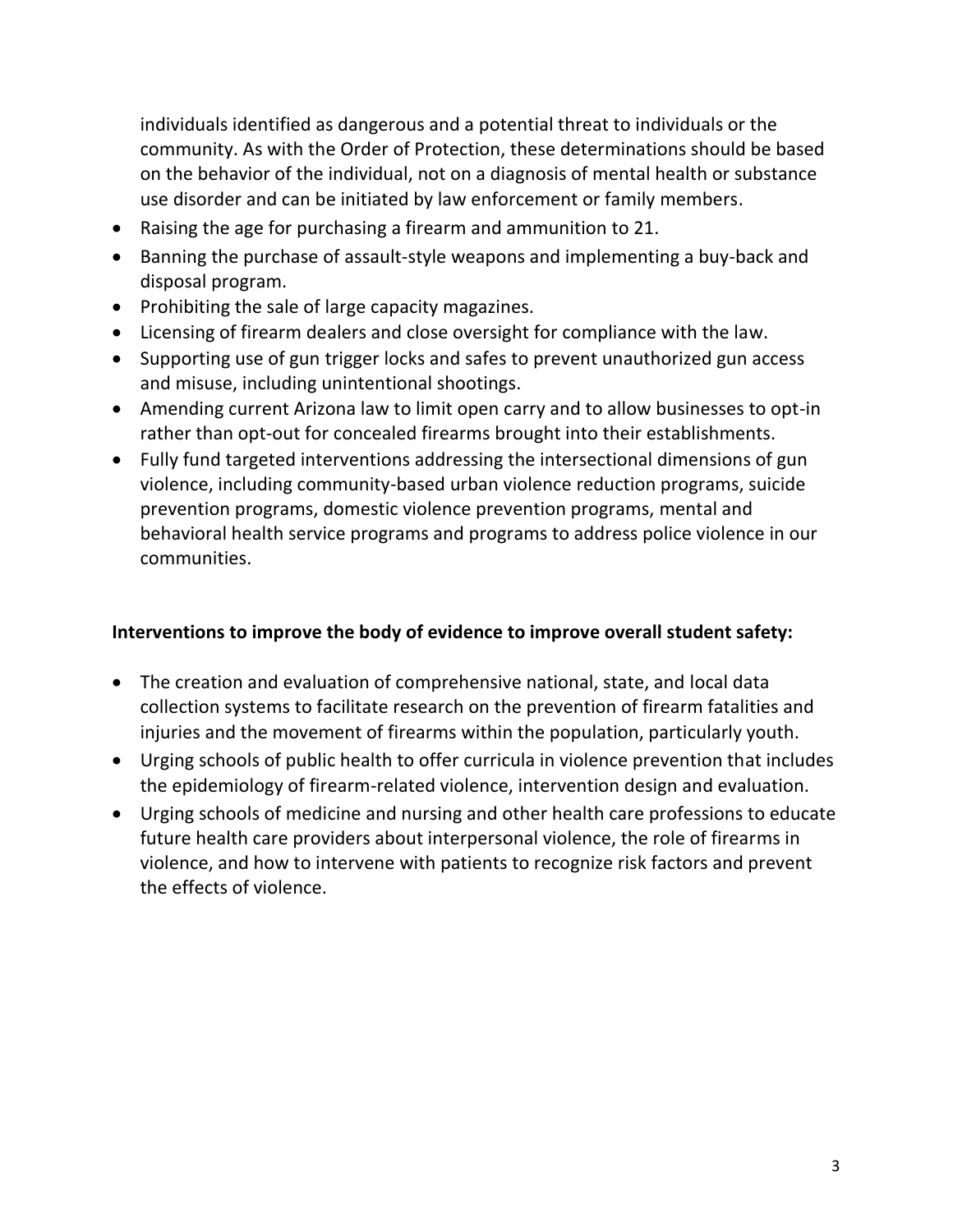individuals identified as dangerous and a potential threat to individuals or the community. As with the Order of Protection, these determinations should be based on the behavior of the individual, not on a diagnosis of mental health or substance use disorder and can be initiated by law enforcement or family members.

- Raising the age for purchasing a firearm and ammunition to 21.
- Banning the purchase of assault-style weapons and implementing a buy-back and disposal program.
- Prohibiting the sale of large capacity magazines.
- Licensing of firearm dealers and close oversight for compliance with the law.
- Supporting use of gun trigger locks and safes to prevent unauthorized gun access and misuse, including unintentional shootings.
- Amending current Arizona law to limit open carry and to allow businesses to opt-in rather than opt-out for concealed firearms brought into their establishments.
- Fully fund targeted interventions addressing the intersectional dimensions of gun violence, including community-based urban violence reduction programs, suicide prevention programs, domestic violence prevention programs, mental and behavioral health service programs and programs to address police violence in our communities.

**Interventions to improve the body of evidence to improve overall student safety:**

- The creation and evaluation of comprehensive national, state, and local data collection systems to facilitate research on the prevention of firearm fatalities and injuries and the movement of firearms within the population, particularly youth.
- Urging schools of public health to offer curricula in violence prevention that includes the epidemiology of firearm-related violence, intervention design and evaluation.
- Urging schools of medicine and nursing and other health care professions to educate future health care providers about interpersonal violence, the role of firearms in violence, and how to intervene with patients to recognize risk factors and prevent the effects of violence.